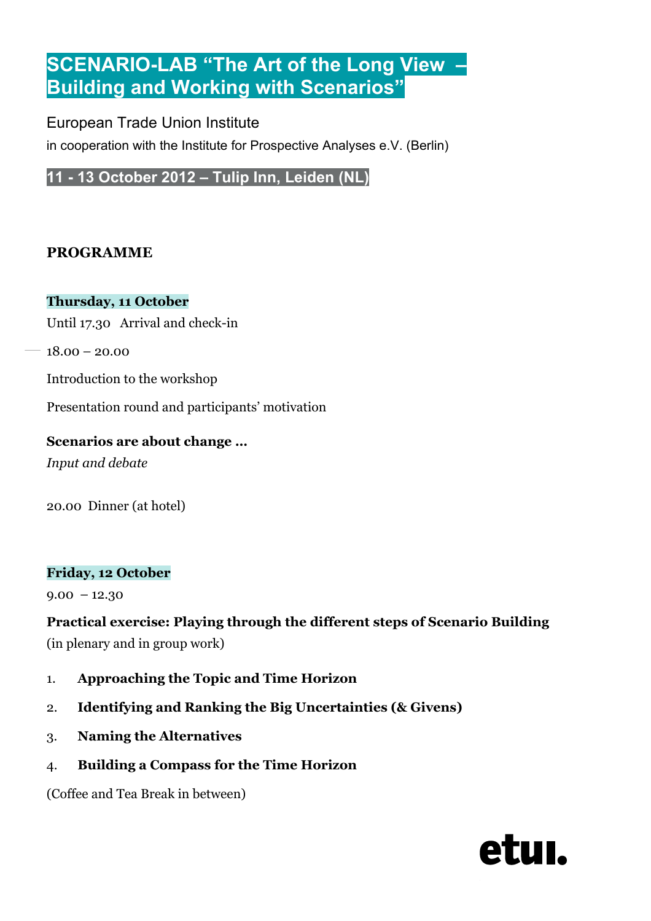# SCENARIO-LAB "The Art of the Long View – Building and Working with Scenarios"

European Trade Union Institute

in cooperation with the Institute for Prospective Analyses e.V. (Berlin)

**11 - 13 October 2012 – Tulip Inn, Leiden (NL)**

## PROGRAMME

### Thursday, 11 October

Until 17.30 Arrival and check-in

18.00 – 20.00

Introduction to the workshop

Presentation round and participants' motivation

**Scenarios are about change …**

*Input and debate*

20.00 Dinner (at hotel)

### Friday, 12 October

9.00 – 12.30

**Practical exercise: Playing through the different steps of Scenario Building**

(in plenary and in group work)

1. **Approaching the Topic and Time Horizon**
2. **Identifying and Ranking the Big Uncertainties (& Givens)**
3. **Naming the Alternatives**
4. **Building a Compass for the Time Horizon**

(Coffee and Tea Break in between)

etui.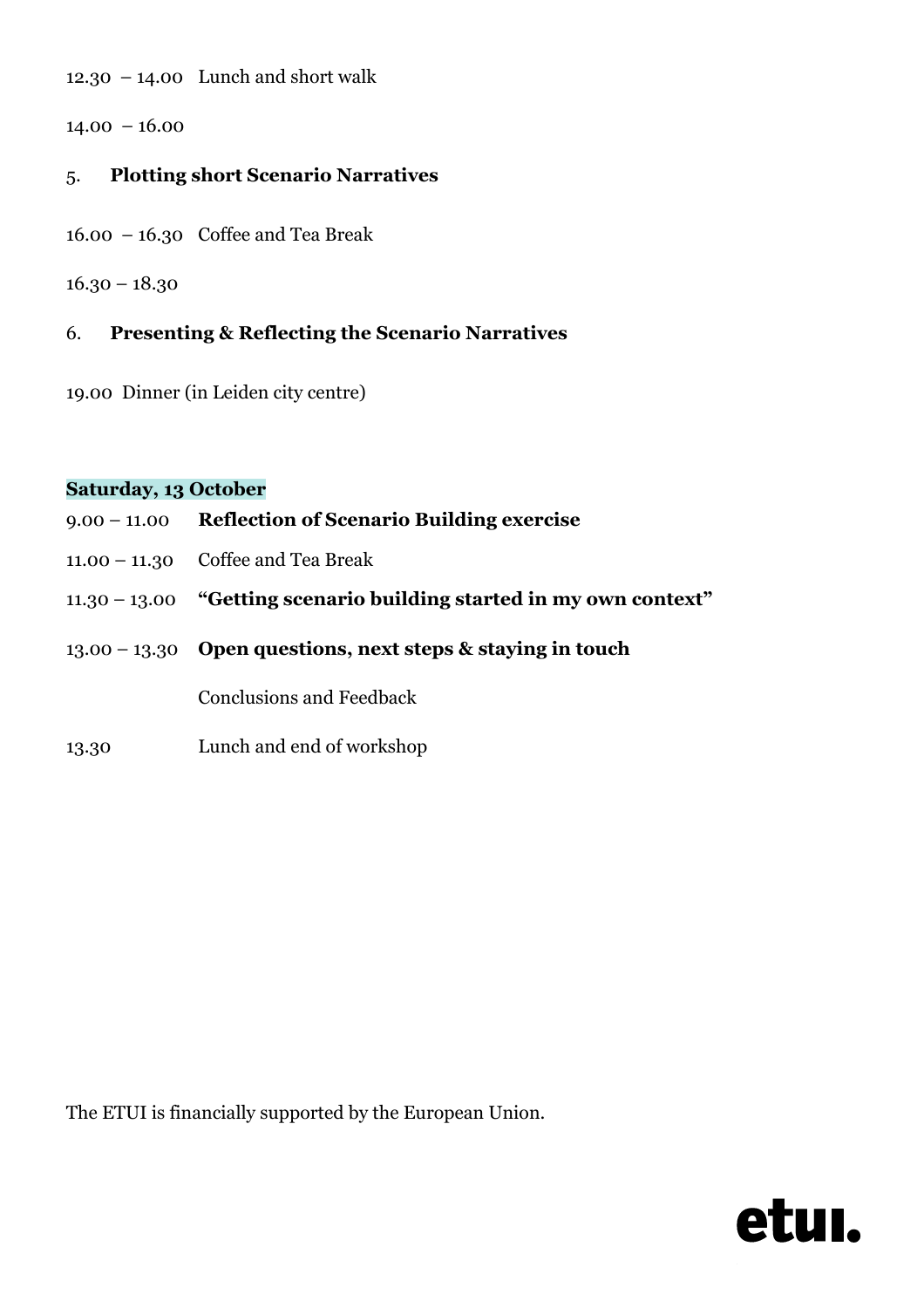12.30 – 14.00 Lunch and short walk

14.00 – 16.00

5. **Plotting short Scenario Narratives**

16.00 – 16.30 Coffee and Tea Break

16.30 – 18.30

6. **Presenting & Reflecting the Scenario Narratives**

19.00 Dinner (in Leiden city centre)

**Saturday, 13 October**

9.00 – 11.00 **Reflection of Scenario Building exercise**

11.00 – 11.30 Coffee and Tea Break

11.30 – 13.00 **"Getting scenario building started in my own context"**

13.00 – 13.30 **Open questions, next steps & staying in touch**

Conclusions and Feedback

13.30 Lunch and end of workshop

The ETUI is financially supported by the European Union.

etui.